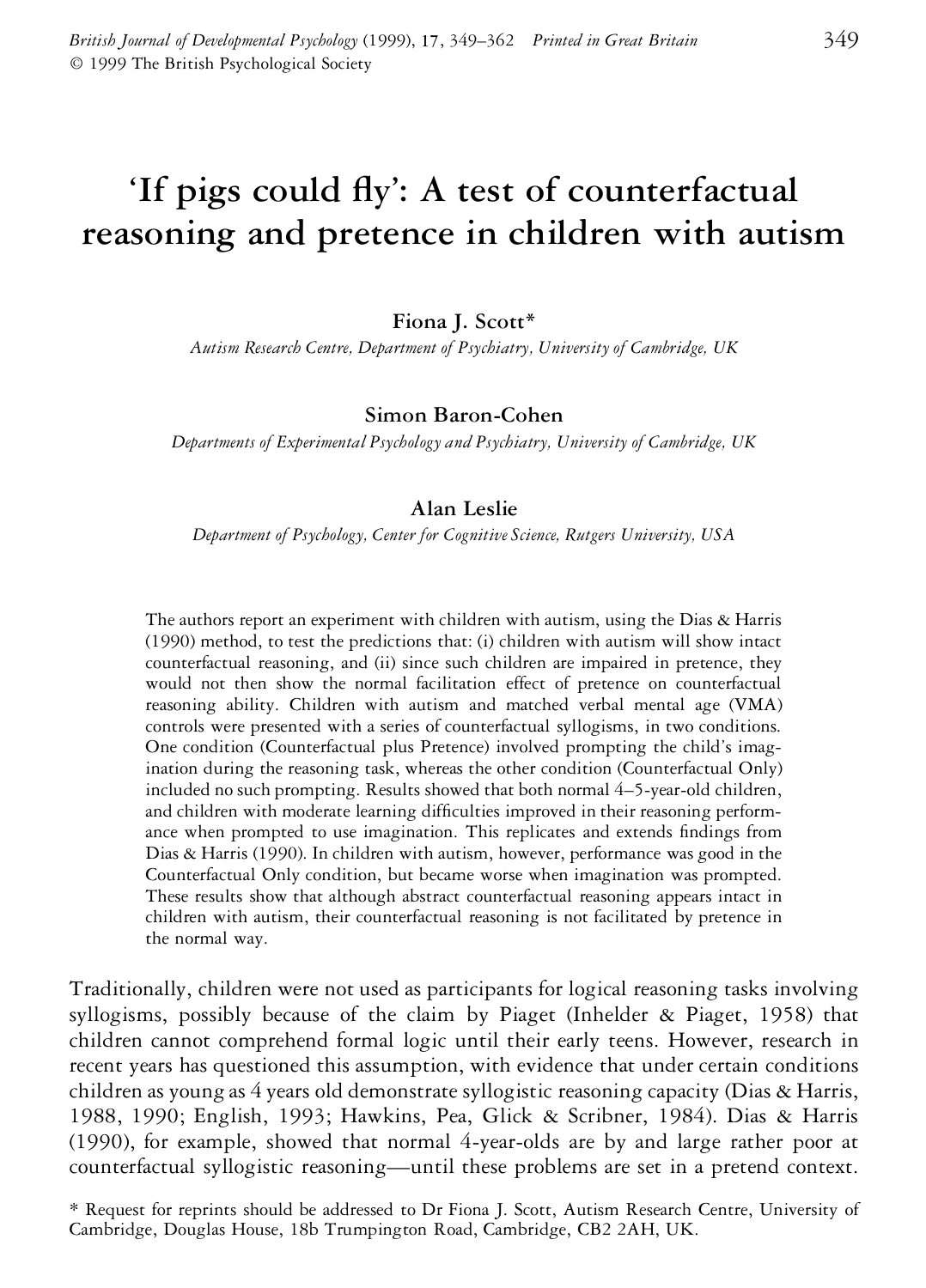# 'If pigs could fly': A test of counterfactual reasoning and pretence in children with autism

**Fiona J. Scott***

*Autism Research Centre, Department of Psychiatry, University of Cambridge, UK*

**Simon Baron-Cohen**

*Departments of Experimental Psychology and Psychiatry, University of Cambridge, UK*

**Alan Leslie**

*Department of Psychology, Center for Cognitive Science, Rutgers University, USA*

The authors report an experiment with children with autism, using the Dias & Harris (1990) method, to test the predictions that: (i) children with autism will show intact counterfactual reasoning, and (ii) since such children are impaired in pretence, they would not then show the normal facilitation effect of pretence on counterfactual reasoning ability. Children with autism and matched verbal mental age (VMA) controls were presented with a series of counterfactual syllogisms, in two conditions. One condition (Counterfactual plus Pretence) involved prompting the child's imagination during the reasoning task, whereas the other condition (Counterfactual Only) included no such prompting. Results showed that both normal 4–5-year-old children, and children with moderate learning difficulties improved in their reasoning performance when prompted to use imagination. This replicates and extends findings from Dias & Harris (1990). In children with autism, however, performance was good in the Counterfactual Only condition, but became worse when imagination was prompted. These results show that although abstract counterfactual reasoning appears intact in children with autism, their counterfactual reasoning is not facilitated by pretence in the normal way.

Traditionally, children were not used as participants for logical reasoning tasks involving syllogisms, possibly because of the claim by Piaget (Inhelder & Piaget, 1958) that children cannot comprehend formal logic until their early teens. However, research in recent years has questioned this assumption, with evidence that under certain conditions children as young as 4 years old demonstrate syllogistic reasoning capacity (Dias & Harris, 1988, 1990; English, 1993; Hawkins, Pea, Glick & Scribner, 1984). Dias & Harris (1990), for example, showed that normal 4-year-olds are by and large rather poor at counterfactual syllogistic reasoning—until these problems are set in a pretend context.

* Request for reprints should be addressed to Dr Fiona J. Scott, Autism Research Centre, University of Cambridge, Douglas House, 18b Trumpington Road, Cambridge, CB2 2AH, UK.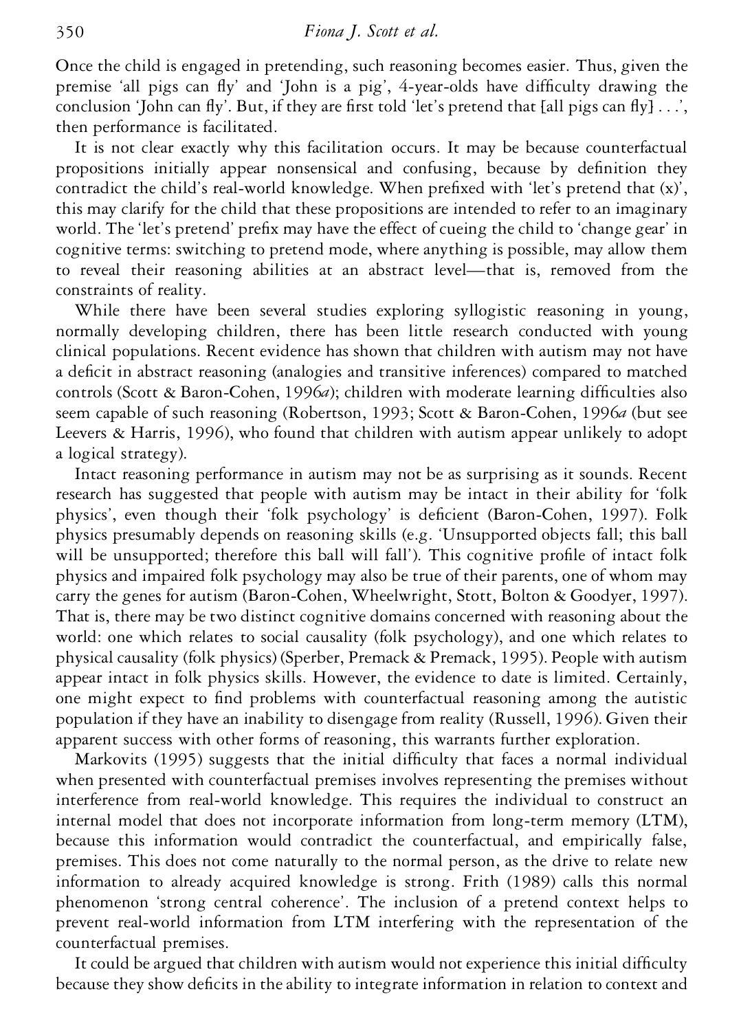Once the child is engaged in pretending, such reasoning becomes easier. Thus, given the premise 'all pigs can fly' and 'John is a pig', 4-year-olds have difficulty drawing the conclusion 'John can fly'. But, if they are first told 'let's pretend that [all pigs can fly] . . .', then performance is facilitated.

It is not clear exactly why this facilitation occurs. It may be because counterfactual propositions initially appear nonsensical and confusing, because by definition they contradict the child's real-world knowledge. When prefixed with 'let's pretend that (x)', this may clarify for the child that these propositions are intended to refer to an imaginary world. The 'let's pretend' prefix may have the effect of cueing the child to 'change gear' in cognitive terms: switching to pretend mode, where anything is possible, may allow them to reveal their reasoning abilities at an abstract level—that is, removed from the constraints of reality.

While there have been several studies exploring syllogistic reasoning in young, normally developing children, there has been little research conducted with young clinical populations. Recent evidence has shown that children with autism may not have a deficit in abstract reasoning (analogies and transitive inferences) compared to matched controls (Scott & Baron-Cohen, 1996*a*); children with moderate learning difficulties also seem capable of such reasoning (Robertson, 1993; Scott & Baron-Cohen, 1996*a* (but see Leevers & Harris, 1996), who found that children with autism appear unlikely to adopt a logical strategy).

Intact reasoning performance in autism may not be as surprising as it sounds. Recent research has suggested that people with autism may be intact in their ability for 'folk physics', even though their 'folk psychology' is deficient (Baron-Cohen, 1997). Folk physics presumably depends on reasoning skills (e.g. 'Unsupported objects fall; this ball will be unsupported; therefore this ball will fall'). This cognitive profile of intact folk physics and impaired folk psychology may also be true of their parents, one of whom may carry the genes for autism (Baron-Cohen, Wheelwright, Stott, Bolton & Goodyer, 1997). That is, there may be two distinct cognitive domains concerned with reasoning about the world: one which relates to social causality (folk psychology), and one which relates to physical causality (folk physics) (Sperber, Premack & Premack, 1995). People with autism appear intact in folk physics skills. However, the evidence to date is limited. Certainly, one might expect to find problems with counterfactual reasoning among the autistic population if they have an inability to disengage from reality (Russell, 1996). Given their apparent success with other forms of reasoning, this warrants further exploration.

Markovits (1995) suggests that the initial difficulty that faces a normal individual when presented with counterfactual premises involves representing the premises without interference from real-world knowledge. This requires the individual to construct an internal model that does not incorporate information from long-term memory (LTM), because this information would contradict the counterfactual, and empirically false, premises. This does not come naturally to the normal person, as the drive to relate new information to already acquired knowledge is strong. Frith (1989) calls this normal phenomenon 'strong central coherence'. The inclusion of a pretend context helps to prevent real-world information from LTM interfering with the representation of the counterfactual premises.

It could be argued that children with autism would not experience this initial difficulty because they show deficits in the ability to integrate information in relation to context and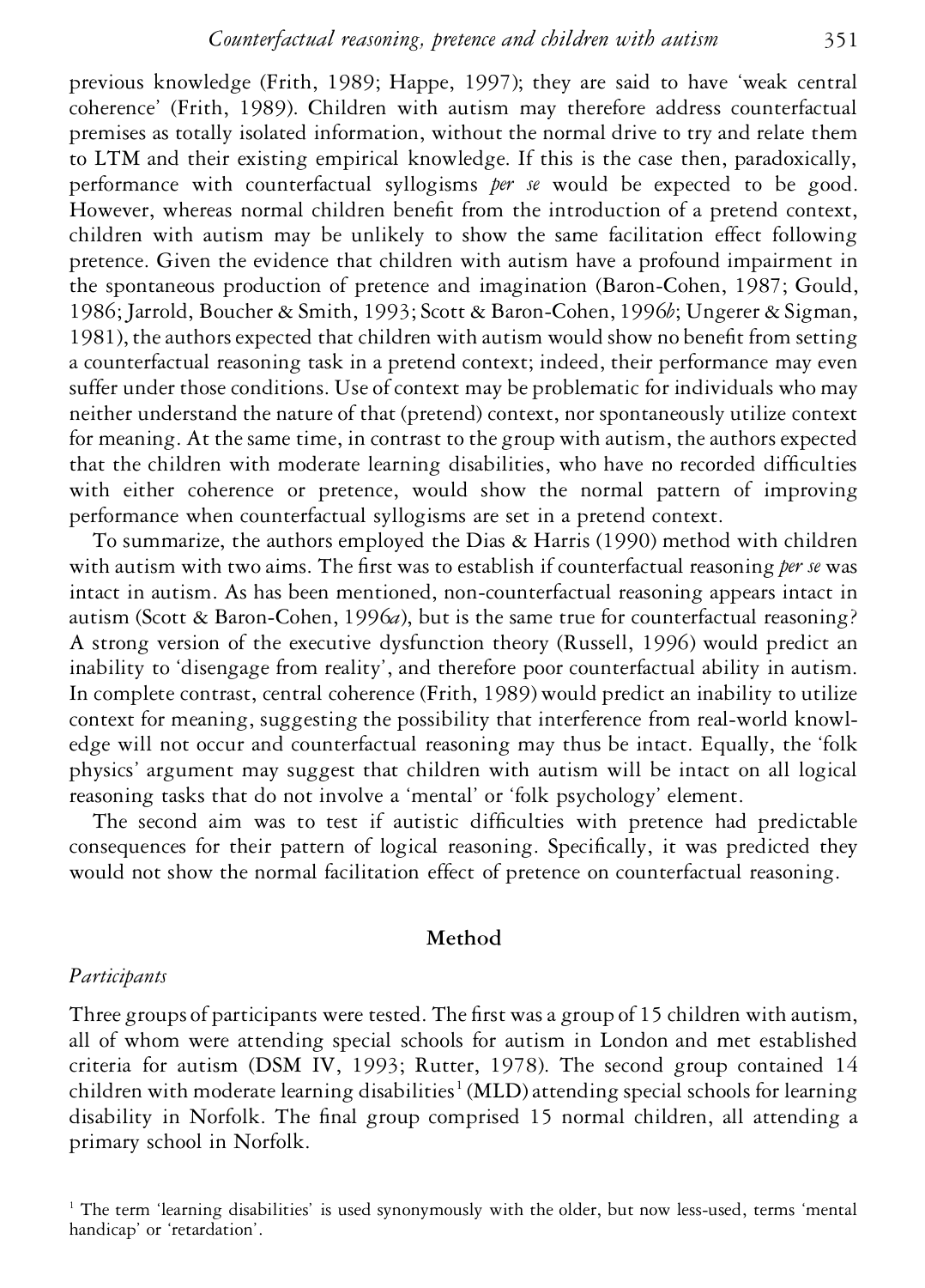previous knowledge (Frith, 1989; Happe, 1997); they are said to have 'weak central coherence' (Frith, 1989). Children with autism may therefore address counterfactual premises as totally isolated information, without the normal drive to try and relate them to LTM and their existing empirical knowledge. If this is the case then, paradoxically, performance with counterfactual syllogisms *per se* would be expected to be good. However, whereas normal children benefit from the introduction of a pretend context, children with autism may be unlikely to show the same facilitation effect following pretence. Given the evidence that children with autism have a profound impairment in the spontaneous production of pretence and imagination (Baron-Cohen, 1987; Gould, 1986; Jarrold, Boucher & Smith, 1993; Scott & Baron-Cohen, 1996*b*; Ungerer & Sigman, 1981), the authors expected that children with autism would show no benefit from setting a counterfactual reasoning task in a pretend context; indeed, their performance may even suffer under those conditions. Use of context may be problematic for individuals who may neither understand the nature of that (pretend) context, nor spontaneously utilize context for meaning. At the same time, in contrast to the group with autism, the authors expected that the children with moderate learning disabilities, who have no recorded difficulties with either coherence or pretence, would show the normal pattern of improving performance when counterfactual syllogisms are set in a pretend context.

To summarize, the authors employed the Dias & Harris (1990) method with children with autism with two aims. The first was to establish if counterfactual reasoning *per se* was intact in autism. As has been mentioned, non-counterfactual reasoning appears intact in autism (Scott & Baron-Cohen, 1996*a*), but is the same true for counterfactual reasoning? A strong version of the executive dysfunction theory (Russell, 1996) would predict an inability to 'disengage from reality', and therefore poor counterfactual ability in autism. In complete contrast, central coherence (Frith, 1989) would predict an inability to utilize context for meaning, suggesting the possibility that interference from real-world knowledge will not occur and counterfactual reasoning may thus be intact. Equally, the 'folk physics' argument may suggest that children with autism will be intact on all logical reasoning tasks that do not involve a 'mental' or 'folk psychology' element.

The second aim was to test if autistic difficulties with pretence had predictable consequences for their pattern of logical reasoning. Specifically, it was predicted they would not show the normal facilitation effect of pretence on counterfactual reasoning.

## Method

### *Participants*

Three groups of participants were tested. The first was a group of 15 children with autism, all of whom were attending special schools for autism in London and met established criteria for autism (DSM IV, 1993; Rutter, 1978). The second group contained 14 children with moderate learning disabilities[1] (MLD) attending special schools for learning disability in Norfolk. The final group comprised 15 normal children, all attending a primary school in Norfolk.

[1] The term 'learning disabilities' is used synonymously with the older, but now less-used, terms 'mental handicap' or 'retardation'.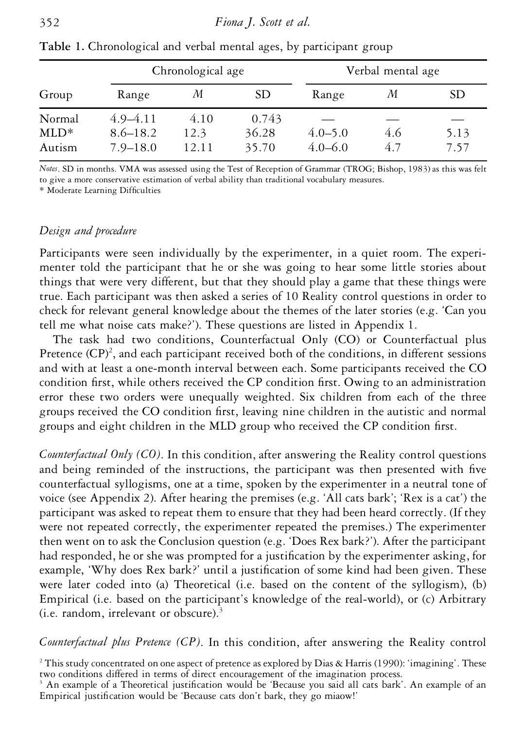**Table 1.** Chronological and verbal mental ages, by participant group

| Group | Chronological age | | | Verbal mental age | | |
|---|---|---|---|---|---|---|
| | Range | *M* | SD | Range | *M* | SD |
| Normal | 4.9–4.11 | 4.10 | 0.743 | — | — | — |
| MLD* | 8.6–18.2 | 12.3 | 36.28 | 4.0–5.0 | 4.6 | 5.13 |
| Autism | 7.9–18.0 | 12.11 | 35.70 | 4.0–6.0 | 4.7 | 7.57 |

*Notes*. SD in months. VMA was assessed using the Test of Reception of Grammar (TROG; Bishop, 1983) as this was felt to give a more conservative estimation of verbal ability than traditional vocabulary measures.
\* Moderate Learning Difficulties

### *Design and procedure*

Participants were seen individually by the experimenter, in a quiet room. The experimenter told the participant that he or she was going to hear some little stories about things that were very different, but that they should play a game that these things were true. Each participant was then asked a series of 10 Reality control questions in order to check for relevant general knowledge about the themes of the later stories (e.g. 'Can you tell me what noise cats make?'). These questions are listed in Appendix 1.

The task had two conditions, Counterfactual Only (CO) or Counterfactual plus Pretence (CP)[2], and each participant received both of the conditions, in different sessions and with at least a one-month interval between each. Some participants received the CO condition first, while others received the CP condition first. Owing to an administration error these two orders were unequally weighted. Six children from each of the three groups received the CO condition first, leaving nine children in the autistic and normal groups and eight children in the MLD group who received the CP condition first.

*Counterfactual Only (CO)*. In this condition, after answering the Reality control questions and being reminded of the instructions, the participant was then presented with five counterfactual syllogisms, one at a time, spoken by the experimenter in a neutral tone of voice (see Appendix 2). After hearing the premises (e.g. 'All cats bark'; 'Rex is a cat') the participant was asked to repeat them to ensure that they had been heard correctly. (If they were not repeated correctly, the experimenter repeated the premises.) The experimenter then went on to ask the Conclusion question (e.g. 'Does Rex bark?'). After the participant had responded, he or she was prompted for a justification by the experimenter asking, for example, 'Why does Rex bark?' until a justification of some kind had been given. These were later coded into (a) Theoretical (i.e. based on the content of the syllogism), (b) Empirical (i.e. based on the participant's knowledge of the real-world), or (c) Arbitrary (i.e. random, irrelevant or obscure).[3]

*Counterfactual plus Pretence (CP)*. In this condition, after answering the Reality control

[2] This study concentrated on one aspect of pretence as explored by Dias & Harris (1990): 'imagining'. These two conditions differed in terms of direct encouragement of the imagination process.

[3] An example of a Theoretical justification would be 'Because you said all cats bark'. An example of an Empirical justification would be 'Because cats don't bark, they go miaow!'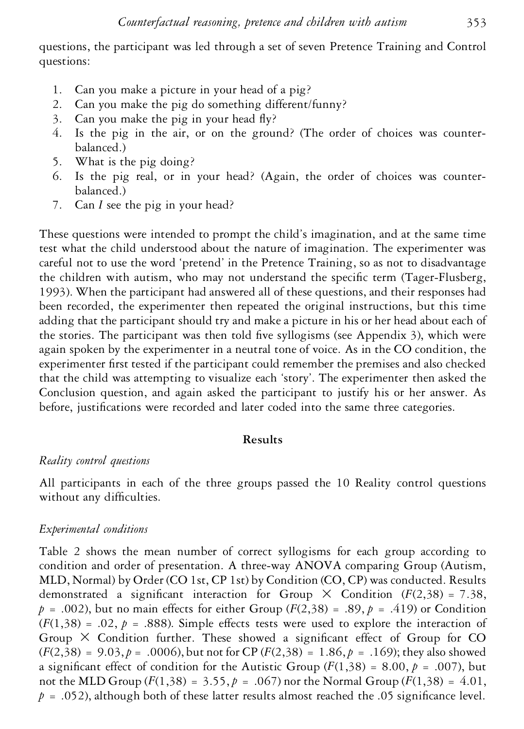questions, the participant was led through a set of seven Pretence Training and Control questions:

1. Can you make a picture in your head of a pig?
2. Can you make the pig do something different/funny?
3. Can you make the pig in your head fly?
4. Is the pig in the air, or on the ground? (The order of choices was counter-balanced.)
5. What is the pig doing?
6. Is the pig real, or in your head? (Again, the order of choices was counter-balanced.)
7. Can *I* see the pig in your head?

These questions were intended to prompt the child's imagination, and at the same time test what the child understood about the nature of imagination. The experimenter was careful not to use the word 'pretend' in the Pretence Training, so as not to disadvantage the children with autism, who may not understand the specific term (Tager-Flusberg, 1993). When the participant had answered all of these questions, and their responses had been recorded, the experimenter then repeated the original instructions, but this time adding that the participant should try and make a picture in his or her head about each of the stories. The participant was then told five syllogisms (see Appendix 3), which were again spoken by the experimenter in a neutral tone of voice. As in the CO condition, the experimenter first tested if the participant could remember the premises and also checked that the child was attempting to visualize each 'story'. The experimenter then asked the Conclusion question, and again asked the participant to justify his or her answer. As before, justifications were recorded and later coded into the same three categories.

## Results

### *Reality control questions*

All participants in each of the three groups passed the 10 Reality control questions without any difficulties.

### *Experimental conditions*

Table 2 shows the mean number of correct syllogisms for each group according to condition and order of presentation. A three-way ANOVA comparing Group (Autism, MLD, Normal) by Order (CO 1st, CP 1st) by Condition (CO, CP) was conducted. Results demonstrated a significant interaction for Group × Condition ($F(2,38) = 7.38$, $p = .002$), but no main effects for either Group ($F(2,38) = .89$, $p = .419$) or Condition ($F(1,38) = .02$, $p = .888$). Simple effects tests were used to explore the interaction of Group × Condition further. These showed a significant effect of Group for CO ($F(2,38) = 9.03$, $p = .0006$), but not for CP ($F(2,38) = 1.86$, $p = .169$); they also showed a significant effect of condition for the Autistic Group ($F(1,38) = 8.00$, $p = .007$), but not the MLD Group ($F(1,38) = 3.55$, $p = .067$) nor the Normal Group ($F(1,38) = 4.01$, $p = .052$), although both of these latter results almost reached the .05 significance level.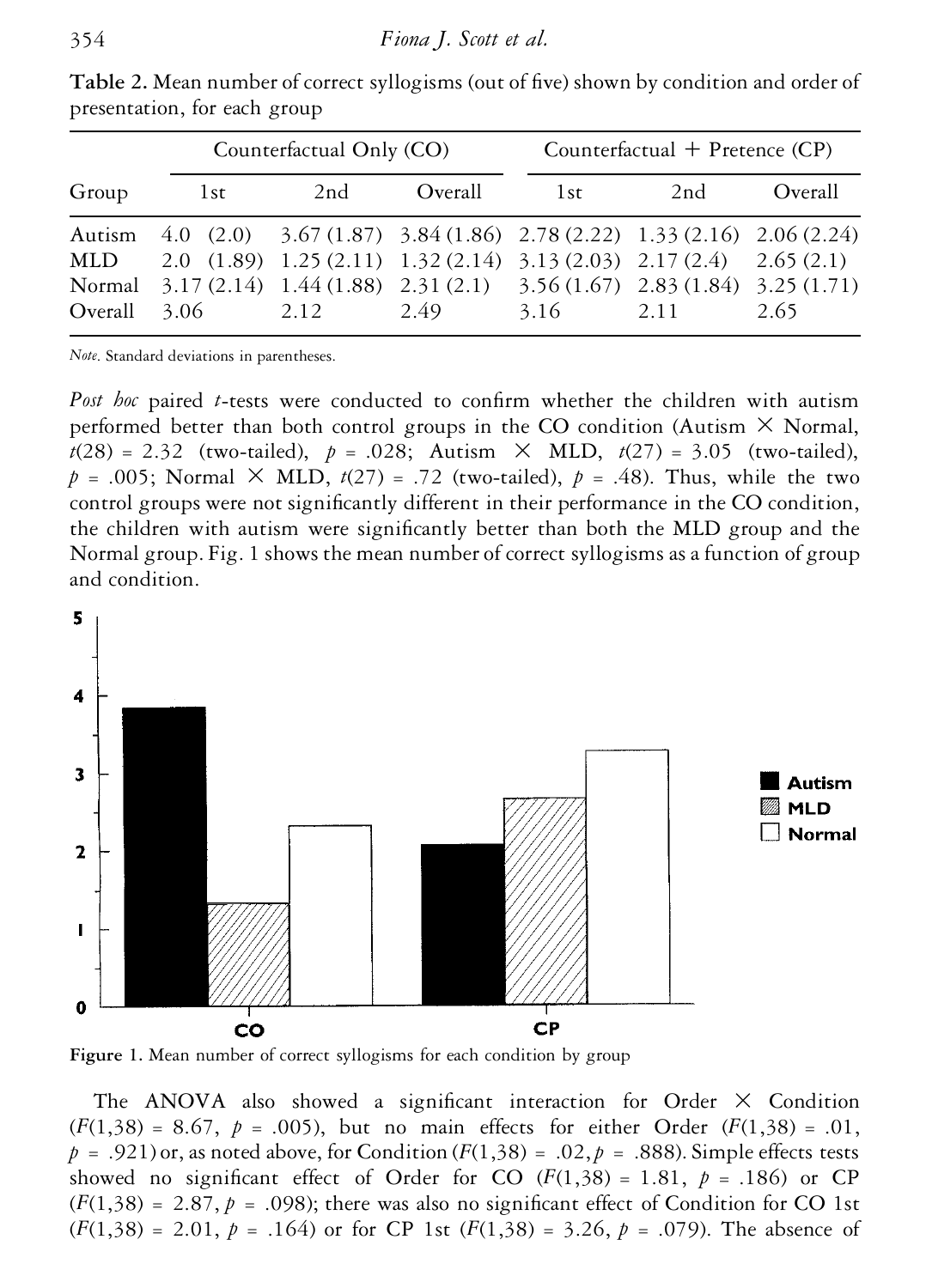**Table 2.** Mean number of correct syllogisms (out of five) shown by condition and order of presentation, for each group

| Group | Counterfactual Only (CO) | | | Counterfactual + Pretence (CP) | | |
|---|---|---|---|---|---|---|
| | 1st | 2nd | Overall | 1st | 2nd | Overall |
| Autism | 4.0 (2.0) | 3.67 (1.87) | 3.84 (1.86) | 2.78 (2.22) | 1.33 (2.16) | 2.06 (2.24) |
| MLD | 2.0 (1.89) | 1.25 (2.11) | 1.32 (2.14) | 3.13 (2.03) | 2.17 (2.4) | 2.65 (2.1) |
| Normal | 3.17 (2.14) | 1.44 (1.88) | 2.31 (2.1) | 3.56 (1.67) | 2.83 (1.84) | 3.25 (1.71) |
| Overall | 3.06 | 2.12 | 2.49 | 3.16 | 2.11 | 2.65 |

*Note.* Standard deviations in parentheses.

*Post hoc* paired *t*-tests were conducted to confirm whether the children with autism performed better than both control groups in the CO condition (Autism × Normal, $t(28) = 2.32$ (two-tailed), $p = .028$; Autism × MLD, $t(27) = 3.05$ (two-tailed), $p = .005$; Normal × MLD, $t(27) = .72$ (two-tailed), $p = .48$). Thus, while the two control groups were not significantly different in their performance in the CO condition, the children with autism were significantly better than both the MLD group and the Normal group. Fig. 1 shows the mean number of correct syllogisms as a function of group and condition.

**Figure 1.** Mean number of correct syllogisms for each condition by group

The ANOVA also showed a significant interaction for Order × Condition ($F(1,38) = 8.67$, $p = .005$), but no main effects for either Order ($F(1,38) = .01$, $p = .921$) or, as noted above, for Condition ($F(1,38) = .02, p = .888$). Simple effects tests showed no significant effect of Order for CO ($F(1,38) = 1.81$, $p = .186$) or CP ($F(1,38) = 2.87, p = .098$); there was also no significant effect of Condition for CO 1st ($F(1,38) = 2.01$, $p = .164$) or for CP 1st ($F(1,38) = 3.26$, $p = .079$). The absence of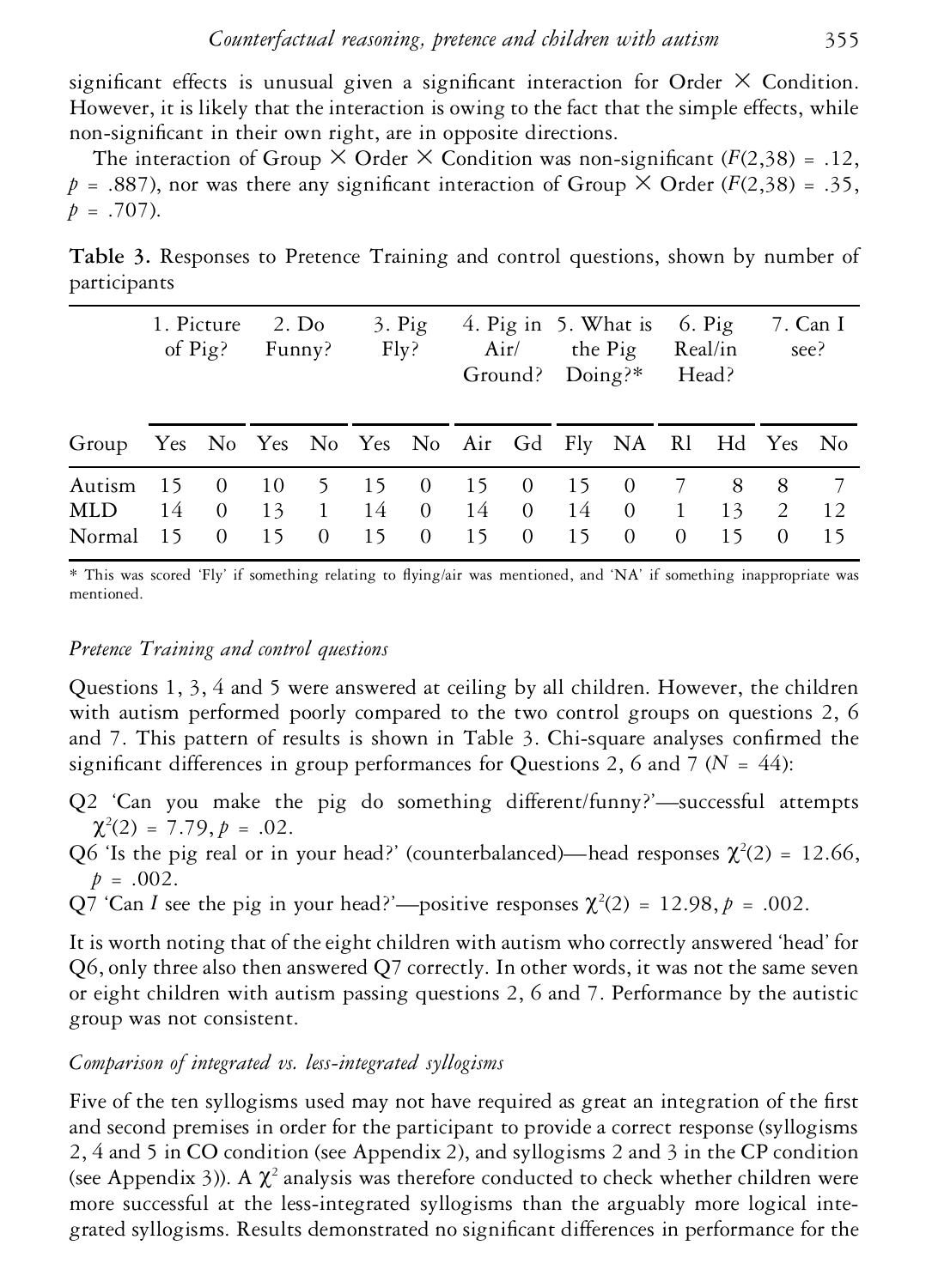significant effects is unusual given a significant interaction for Order × Condition. However, it is likely that the interaction is owing to the fact that the simple effects, while non-significant in their own right, are in opposite directions.

The interaction of Group × Order × Condition was non-significant ($F(2,38) = .12$, $p = .887$), nor was there any significant interaction of Group × Order ($F(2,38) = .35$, $p = .707$).

**Table 3.** Responses to Pretence Training and control questions, shown by number of participants

| | 1. Picture of Pig? | | 2. Do Funny? | | 3. Pig Fly? | | 4. Pig in Air/ Ground? | | 5. What is the Pig Doing?* | | 6. Pig Real/in Head? | | 7. Can I see? | |
|---|---|---|---|---|---|---|---|---|---|---|---|---|---|---|
| Group | Yes | No | Yes | No | Yes | No | Air | Gd | Fly | NA | Rl | Hd | Yes | No |
| Autism | 15 | 0 | 10 | 5 | 15 | 0 | 15 | 0 | 15 | 0 | 7 | 8 | 8 | 7 |
| MLD | 14 | 0 | 13 | 1 | 14 | 0 | 14 | 0 | 14 | 0 | 1 | 13 | 2 | 12 |
| Normal | 15 | 0 | 15 | 0 | 15 | 0 | 15 | 0 | 15 | 0 | 0 | 15 | 0 | 15 |

\* This was scored 'Fly' if something relating to flying/air was mentioned, and 'NA' if something inappropriate was mentioned.

### *Pretence Training and control questions*

Questions 1, 3, 4 and 5 were answered at ceiling by all children. However, the children with autism performed poorly compared to the two control groups on questions 2, 6 and 7. This pattern of results is shown in Table 3. Chi-square analyses confirmed the significant differences in group performances for Questions 2, 6 and 7 ($N = 44$):

Q2 'Can you make the pig do something different/funny?'—successful attempts $\chi^2(2) = 7.79, p = .02$.

Q6 'Is the pig real or in your head?' (counterbalanced)—head responses $\chi^2(2) = 12.66$, $p = .002$.

Q7 'Can *I* see the pig in your head?'—positive responses $\chi^2(2) = 12.98, p = .002$.

It is worth noting that of the eight children with autism who correctly answered 'head' for Q6, only three also then answered Q7 correctly. In other words, it was not the same seven or eight children with autism passing questions 2, 6 and 7. Performance by the autistic group was not consistent.

### *Comparison of integrated vs. less-integrated syllogisms*

Five of the ten syllogisms used may not have required as great an integration of the first and second premises in order for the participant to provide a correct response (syllogisms 2, 4 and 5 in CO condition (see Appendix 2), and syllogisms 2 and 3 in the CP condition (see Appendix 3)). A $\chi^2$ analysis was therefore conducted to check whether children were more successful at the less-integrated syllogisms than the arguably more logical integrated syllogisms. Results demonstrated no significant differences in performance for the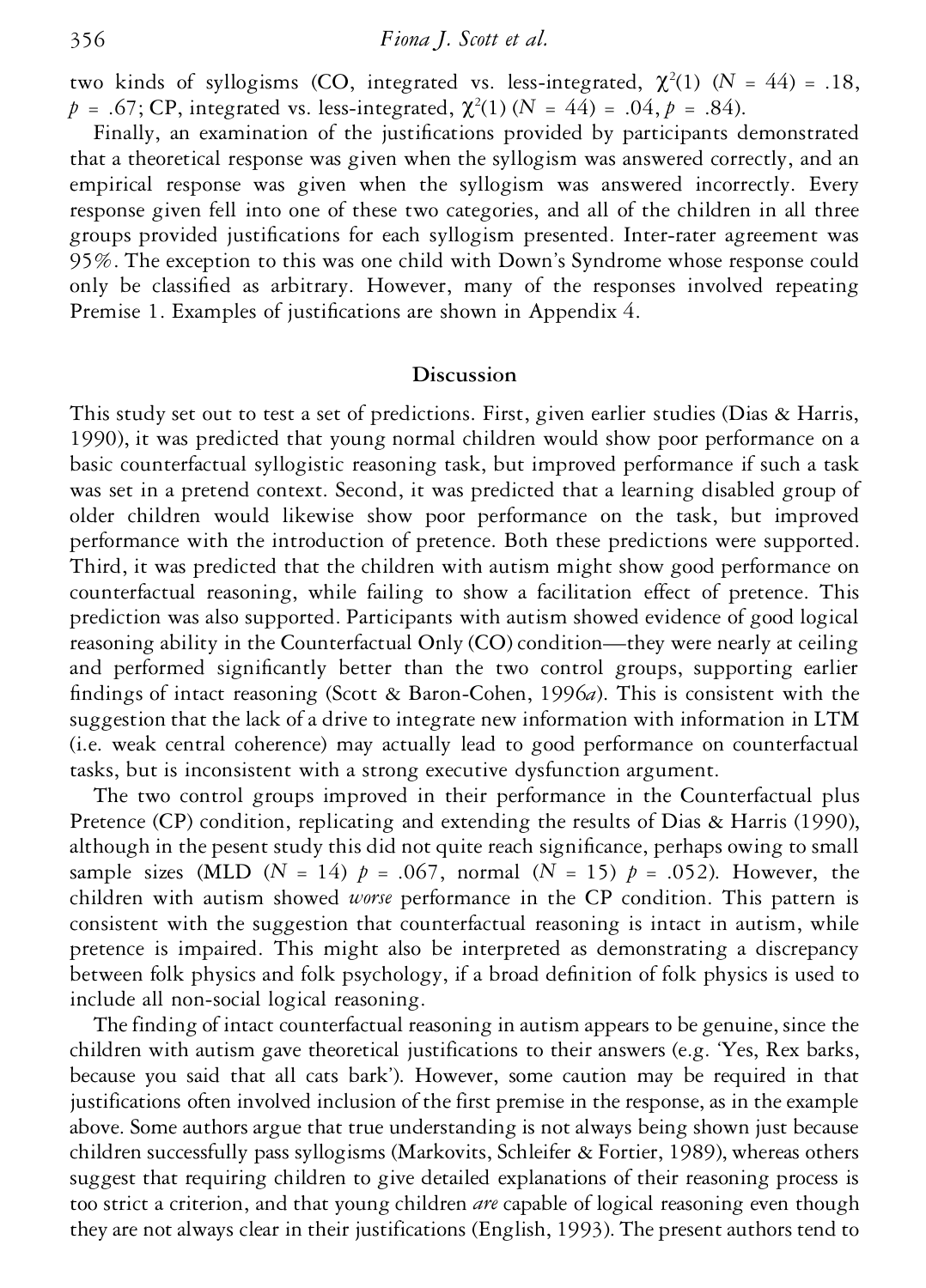two kinds of syllogisms (CO, integrated vs. less-integrated, $\chi^2(1)$ ($N$ = 44) = .18, $p$ = .67; CP, integrated vs. less-integrated, $\chi^2(1)$ ($N$ = 44) = .04, $p$ = .84).

Finally, an examination of the justifications provided by participants demonstrated that a theoretical response was given when the syllogism was answered correctly, and an empirical response was given when the syllogism was answered incorrectly. Every response given fell into one of these two categories, and all of the children in all three groups provided justifications for each syllogism presented. Inter-rater agreement was 95%. The exception to this was one child with Down's Syndrome whose response could only be classified as arbitrary. However, many of the responses involved repeating Premise 1. Examples of justifications are shown in Appendix 4.

## Discussion

This study set out to test a set of predictions. First, given earlier studies (Dias & Harris, 1990), it was predicted that young normal children would show poor performance on a basic counterfactual syllogistic reasoning task, but improved performance if such a task was set in a pretend context. Second, it was predicted that a learning disabled group of older children would likewise show poor performance on the task, but improved performance with the introduction of pretence. Both these predictions were supported. Third, it was predicted that the children with autism might show good performance on counterfactual reasoning, while failing to show a facilitation effect of pretence. This prediction was also supported. Participants with autism showed evidence of good logical reasoning ability in the Counterfactual Only (CO) condition—they were nearly at ceiling and performed significantly better than the two control groups, supporting earlier findings of intact reasoning (Scott & Baron-Cohen, 1996*a*). This is consistent with the suggestion that the lack of a drive to integrate new information with information in LTM (i.e. weak central coherence) may actually lead to good performance on counterfactual tasks, but is inconsistent with a strong executive dysfunction argument.

The two control groups improved in their performance in the Counterfactual plus Pretence (CP) condition, replicating and extending the results of Dias & Harris (1990), although in the pesent study this did not quite reach significance, perhaps owing to small sample sizes (MLD ($N$ = 14) $p$ = .067, normal ($N$ = 15) $p$ = .052). However, the children with autism showed *worse* performance in the CP condition. This pattern is consistent with the suggestion that counterfactual reasoning is intact in autism, while pretence is impaired. This might also be interpreted as demonstrating a discrepancy between folk physics and folk psychology, if a broad definition of folk physics is used to include all non-social logical reasoning.

The finding of intact counterfactual reasoning in autism appears to be genuine, since the children with autism gave theoretical justifications to their answers (e.g. 'Yes, Rex barks, because you said that all cats bark'). However, some caution may be required in that justifications often involved inclusion of the first premise in the response, as in the example above. Some authors argue that true understanding is not always being shown just because children successfully pass syllogisms (Markovits, Schleifer & Fortier, 1989), whereas others suggest that requiring children to give detailed explanations of their reasoning process is too strict a criterion, and that young children *are* capable of logical reasoning even though they are not always clear in their justifications (English, 1993). The present authors tend to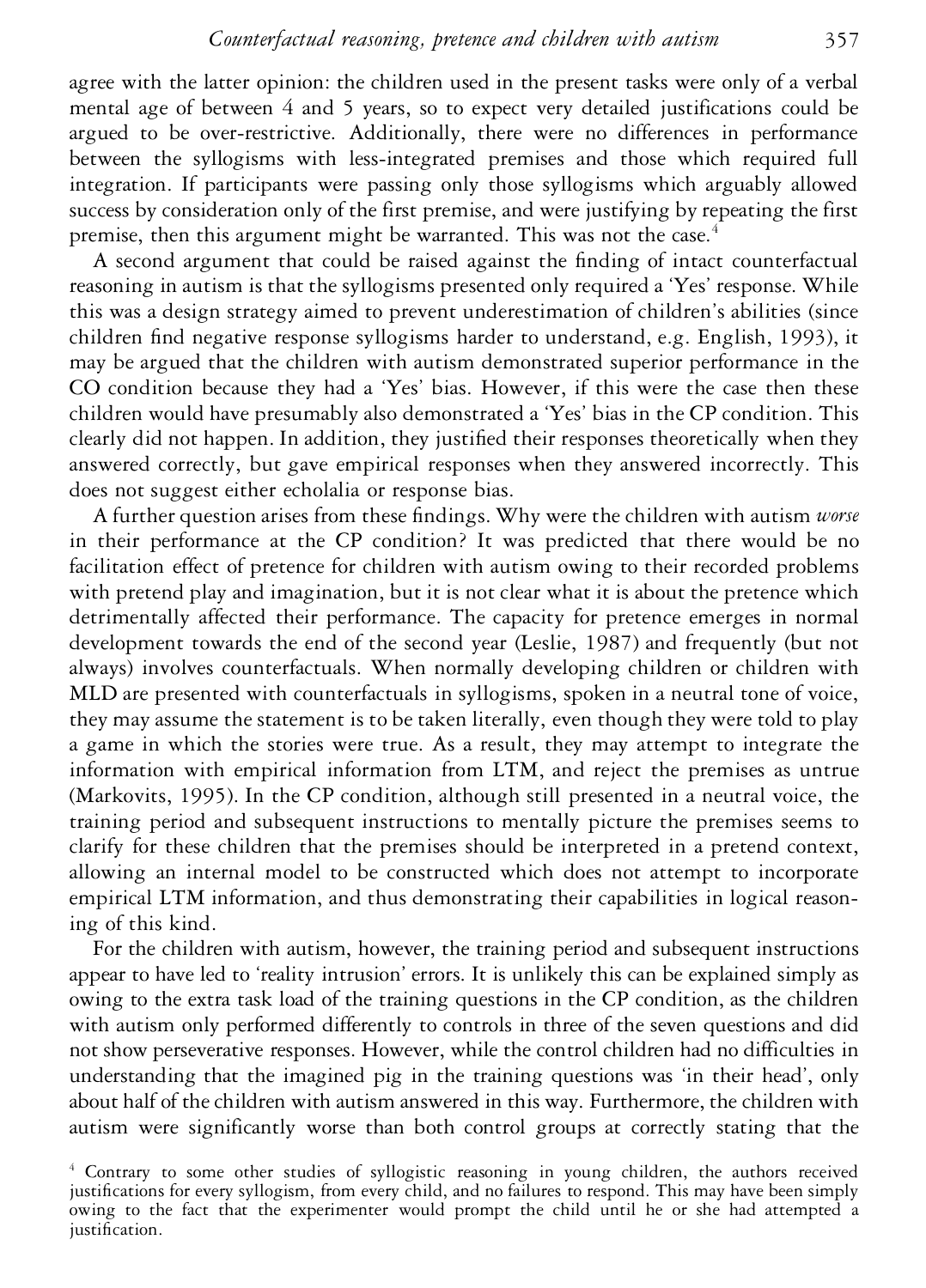agree with the latter opinion: the children used in the present tasks were only of a verbal mental age of between 4 and 5 years, so to expect very detailed justifications could be argued to be over-restrictive. Additionally, there were no differences in performance between the syllogisms with less-integrated premises and those which required full integration. If participants were passing only those syllogisms which arguably allowed success by consideration only of the first premise, and were justifying by repeating the first premise, then this argument might be warranted. This was not the case.[4]

A second argument that could be raised against the finding of intact counterfactual reasoning in autism is that the syllogisms presented only required a 'Yes' response. While this was a design strategy aimed to prevent underestimation of children's abilities (since children find negative response syllogisms harder to understand, e.g. English, 1993), it may be argued that the children with autism demonstrated superior performance in the CO condition because they had a 'Yes' bias. However, if this were the case then these children would have presumably also demonstrated a 'Yes' bias in the CP condition. This clearly did not happen. In addition, they justified their responses theoretically when they answered correctly, but gave empirical responses when they answered incorrectly. This does not suggest either echolalia or response bias.

A further question arises from these findings. Why were the children with autism *worse* in their performance at the CP condition? It was predicted that there would be no facilitation effect of pretence for children with autism owing to their recorded problems with pretend play and imagination, but it is not clear what it is about the pretence which detrimentally affected their performance. The capacity for pretence emerges in normal development towards the end of the second year (Leslie, 1987) and frequently (but not always) involves counterfactuals. When normally developing children or children with MLD are presented with counterfactuals in syllogisms, spoken in a neutral tone of voice, they may assume the statement is to be taken literally, even though they were told to play a game in which the stories were true. As a result, they may attempt to integrate the information with empirical information from LTM, and reject the premises as untrue (Markovits, 1995). In the CP condition, although still presented in a neutral voice, the training period and subsequent instructions to mentally picture the premises seems to clarify for these children that the premises should be interpreted in a pretend context, allowing an internal model to be constructed which does not attempt to incorporate empirical LTM information, and thus demonstrating their capabilities in logical reasoning of this kind.

For the children with autism, however, the training period and subsequent instructions appear to have led to 'reality intrusion' errors. It is unlikely this can be explained simply as owing to the extra task load of the training questions in the CP condition, as the children with autism only performed differently to controls in three of the seven questions and did not show perseverative responses. However, while the control children had no difficulties in understanding that the imagined pig in the training questions was 'in their head', only about half of the children with autism answered in this way. Furthermore, the children with autism were significantly worse than both control groups at correctly stating that the

[4] Contrary to some other studies of syllogistic reasoning in young children, the authors received justifications for every syllogism, from every child, and no failures to respond. This may have been simply owing to the fact that the experimenter would prompt the child until he or she had attempted a justification.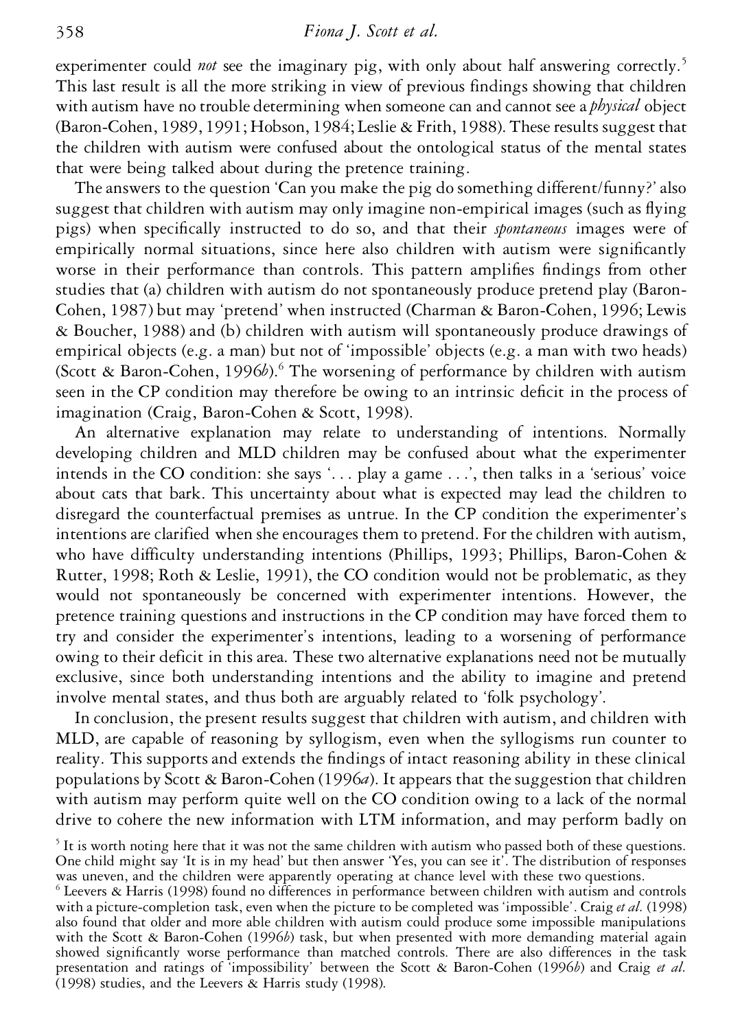experimenter could *not* see the imaginary pig, with only about half answering correctly.[5] This last result is all the more striking in view of previous findings showing that children with autism have no trouble determining when someone can and cannot see a *physical* object (Baron-Cohen, 1989, 1991; Hobson, 1984; Leslie & Frith, 1988). These results suggest that the children with autism were confused about the ontological status of the mental states that were being talked about during the pretence training.

The answers to the question 'Can you make the pig do something different/funny?' also suggest that children with autism may only imagine non-empirical images (such as flying pigs) when specifically instructed to do so, and that their *spontaneous* images were of empirically normal situations, since here also children with autism were significantly worse in their performance than controls. This pattern amplifies findings from other studies that (a) children with autism do not spontaneously produce pretend play (Baron-Cohen, 1987) but may 'pretend' when instructed (Charman & Baron-Cohen, 1996; Lewis & Boucher, 1988) and (b) children with autism will spontaneously produce drawings of empirical objects (e.g. a man) but not of 'impossible' objects (e.g. a man with two heads) (Scott & Baron-Cohen, 1996*b*).[6] The worsening of performance by children with autism seen in the CP condition may therefore be owing to an intrinsic deficit in the process of imagination (Craig, Baron-Cohen & Scott, 1998).

An alternative explanation may relate to understanding of intentions. Normally developing children and MLD children may be confused about what the experimenter intends in the CO condition: she says '. . . play a game . . .', then talks in a 'serious' voice about cats that bark. This uncertainty about what is expected may lead the children to disregard the counterfactual premises as untrue. In the CP condition the experimenter's intentions are clarified when she encourages them to pretend. For the children with autism, who have difficulty understanding intentions (Phillips, 1993; Phillips, Baron-Cohen & Rutter, 1998; Roth & Leslie, 1991), the CO condition would not be problematic, as they would not spontaneously be concerned with experimenter intentions. However, the pretence training questions and instructions in the CP condition may have forced them to try and consider the experimenter's intentions, leading to a worsening of performance owing to their deficit in this area. These two alternative explanations need not be mutually exclusive, since both understanding intentions and the ability to imagine and pretend involve mental states, and thus both are arguably related to 'folk psychology'.

In conclusion, the present results suggest that children with autism, and children with MLD, are capable of reasoning by syllogism, even when the syllogisms run counter to reality. This supports and extends the findings of intact reasoning ability in these clinical populations by Scott & Baron-Cohen (1996*a*). It appears that the suggestion that children with autism may perform quite well on the CO condition owing to a lack of the normal drive to cohere the new information with LTM information, and may perform badly on

[5] It is worth noting here that it was not the same children with autism who passed both of these questions. One child might say 'It is in my head' but then answer 'Yes, you can see it'. The distribution of responses was uneven, and the children were apparently operating at chance level with these two questions.

[6] Leevers & Harris (1998) found no differences in performance between children with autism and controls with a picture-completion task, even when the picture to be completed was 'impossible'. Craig *et al.* (1998) also found that older and more able children with autism could produce some impossible manipulations with the Scott & Baron-Cohen (1996*b*) task, but when presented with more demanding material again showed significantly worse performance than matched controls. There are also differences in the task presentation and ratings of 'impossibility' between the Scott & Baron-Cohen (1996*b*) and Craig *et al.* (1998) studies, and the Leevers & Harris study (1998).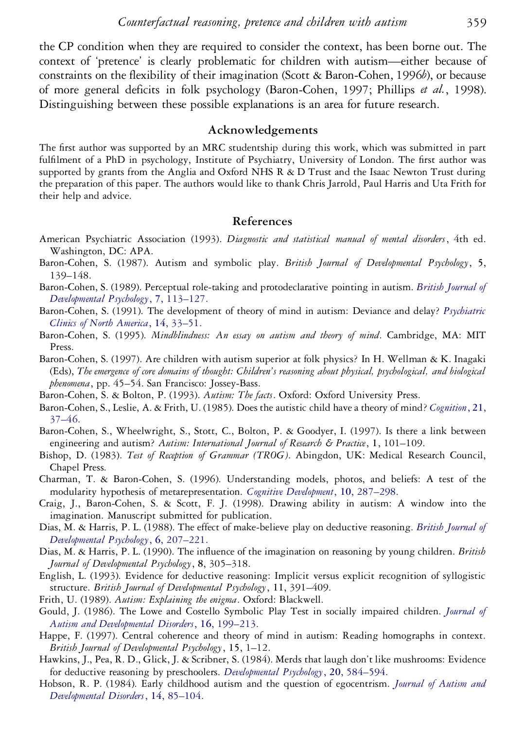the CP condition when they are required to consider the context, has been borne out. The context of 'pretence' is clearly problematic for children with autism—either because of constraints on the flexibility of their imagination (Scott & Baron-Cohen, 1996*b*), or because of more general deficits in folk psychology (Baron-Cohen, 1997; Phillips *et al.*, 1998). Distinguishing between these possible explanations is an area for future research.

## Acknowledgements

The first author was supported by an MRC studentship during this work, which was submitted in part fulfilment of a PhD in psychology, Institute of Psychiatry, University of London. The first author was supported by grants from the Anglia and Oxford NHS R & D Trust and the Isaac Newton Trust during the preparation of this paper. The authors would like to thank Chris Jarrold, Paul Harris and Uta Frith for their help and advice.

## References

American Psychiatric Association (1993). *Diagnostic and statistical manual of mental disorders*, 4th ed. Washington, DC: APA.

Baron-Cohen, S. (1987). Autism and symbolic play. *British Journal of Developmental Psychology*, **5**, 139–148.

Baron-Cohen, S. (1989). Perceptual role-taking and protodeclarative pointing in autism. *British Journal of Developmental Psychology*, **7**, 113–127.

Baron-Cohen, S. (1991). The development of theory of mind in autism: Deviance and delay? *Psychiatric Clinics of North America*, **14**, 33–51.

Baron-Cohen, S. (1995). *Mindblindness: An essay on autism and theory of mind*. Cambridge, MA: MIT Press.

Baron-Cohen, S. (1997). Are children with autism superior at folk physics? In H. Wellman & K. Inagaki (Eds), *The emergence of core domains of thought: Children's reasoning about physical, psychological, and biological phenomena*, pp. 45–54. San Francisco: Jossey-Bass.

Baron-Cohen, S. & Bolton, P. (1993). *Autism: The facts*. Oxford: Oxford University Press.

Baron-Cohen, S., Leslie, A. & Frith, U. (1985). Does the autistic child have a theory of mind? *Cognition*, **21**, 37–46.

Baron-Cohen, S., Wheelwright, S., Stott, C., Bolton, P. & Goodyer, I. (1997). Is there a link between engineering and autism? *Autism: International Journal of Research & Practice*, **1**, 101–109.

Bishop, D. (1983). *Test of Reception of Grammar (TROG)*. Abingdon, UK: Medical Research Council, Chapel Press.

Charman, T. & Baron-Cohen, S. (1996). Understanding models, photos, and beliefs: A test of the modularity hypothesis of metarepresentation. *Cognitive Development*, **10**, 287–298.

Craig, J., Baron-Cohen, S. & Scott, F. J. (1998). Drawing ability in autism: A window into the imagination. Manuscript submitted for publication.

Dias, M. & Harris, P. L. (1988). The effect of make-believe play on deductive reasoning. *British Journal of Developmental Psychology*, **6**, 207–221.

Dias, M. & Harris, P. L. (1990). The influence of the imagination on reasoning by young children. *British Journal of Developmental Psychology*, **8**, 305–318.

English, L. (1993). Evidence for deductive reasoning: Implicit versus explicit recognition of syllogistic structure. *British Journal of Developmental Psychology*, **11**, 391–409.

Frith, U. (1989). *Autism: Explaining the enigma*. Oxford: Blackwell.

Gould, J. (1986). The Lowe and Costello Symbolic Play Test in socially impaired children. *Journal of Autism and Developmental Disorders*, **16**, 199–213.

Happe, F. (1997). Central coherence and theory of mind in autism: Reading homographs in context. *British Journal of Developmental Psychology*, **15**, 1–12.

Hawkins, J., Pea, R. D., Glick, J. & Scribner, S. (1984). Merds that laugh don't like mushrooms: Evidence for deductive reasoning by preschoolers. *Developmental Psychology*, **20**, 584–594.

Hobson, R. P. (1984). Early childhood autism and the question of egocentrism. *Journal of Autism and Developmental Disorders*, **14**, 85–104.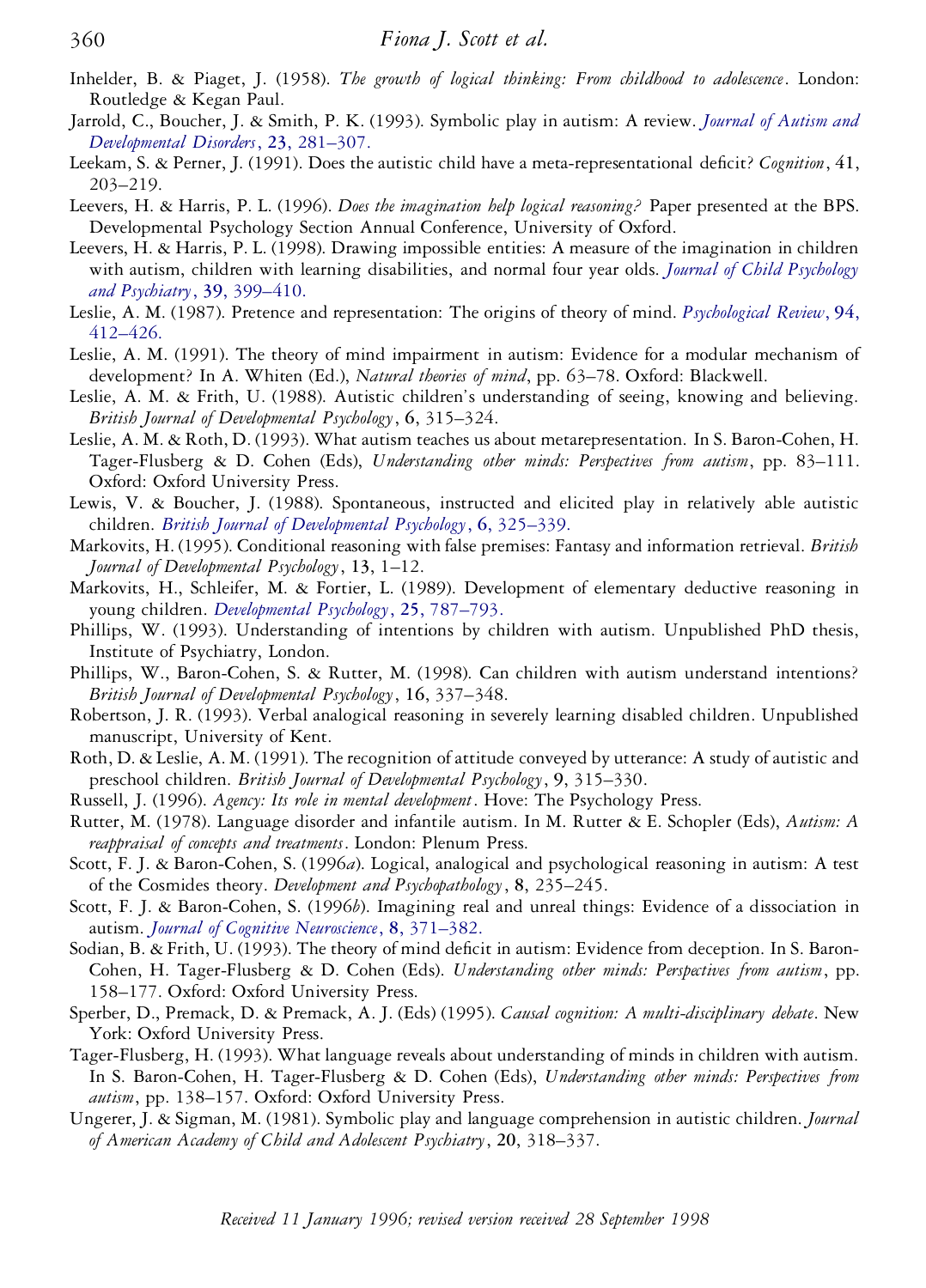Inhelder, B. & Piaget, J. (1958). *The growth of logical thinking: From childhood to adolescence*. London: Routledge & Kegan Paul.

Jarrold, C., Boucher, J. & Smith, P. K. (1993). Symbolic play in autism: A review. *Journal of Autism and Developmental Disorders*, **23**, 281–307.

Leekam, S. & Perner, J. (1991). Does the autistic child have a meta-representational deficit? *Cognition*, 41, 203–219.

Leevers, H. & Harris, P. L. (1996). *Does the imagination help logical reasoning?* Paper presented at the BPS. Developmental Psychology Section Annual Conference, University of Oxford.

Leevers, H. & Harris, P. L. (1998). Drawing impossible entities: A measure of the imagination in children with autism, children with learning disabilities, and normal four year olds. *Journal of Child Psychology and Psychiatry*, **39**, 399–410.

Leslie, A. M. (1987). Pretence and representation: The origins of theory of mind. *Psychological Review*, **94**, 412–426.

Leslie, A. M. (1991). The theory of mind impairment in autism: Evidence for a modular mechanism of development? In A. Whiten (Ed.), *Natural theories of mind*, pp. 63–78. Oxford: Blackwell.

Leslie, A. M. & Frith, U. (1988). Autistic children's understanding of seeing, knowing and believing. *British Journal of Developmental Psychology*, **6**, 315–324.

Leslie, A. M. & Roth, D. (1993). What autism teaches us about metarepresentation. In S. Baron-Cohen, H. Tager-Flusberg & D. Cohen (Eds), *Understanding other minds: Perspectives from autism*, pp. 83–111. Oxford: Oxford University Press.

Lewis, V. & Boucher, J. (1988). Spontaneous, instructed and elicited play in relatively able autistic children. *British Journal of Developmental Psychology*, **6**, 325–339.

Markovits, H. (1995). Conditional reasoning with false premises: Fantasy and information retrieval. *British Journal of Developmental Psychology*, **13**, 1–12.

Markovits, H., Schleifer, M. & Fortier, L. (1989). Development of elementary deductive reasoning in young children. *Developmental Psychology*, **25**, 787–793.

Phillips, W. (1993). Understanding of intentions by children with autism. Unpublished PhD thesis, Institute of Psychiatry, London.

Phillips, W., Baron-Cohen, S. & Rutter, M. (1998). Can children with autism understand intentions? *British Journal of Developmental Psychology*, **16**, 337–348.

Robertson, J. R. (1993). Verbal analogical reasoning in severely learning disabled children. Unpublished manuscript, University of Kent.

Roth, D. & Leslie, A. M. (1991). The recognition of attitude conveyed by utterance: A study of autistic and preschool children. *British Journal of Developmental Psychology*, **9**, 315–330.

Russell, J. (1996). *Agency: Its role in mental development*. Hove: The Psychology Press.

Rutter, M. (1978). Language disorder and infantile autism. In M. Rutter & E. Schopler (Eds), *Autism: A reappraisal of concepts and treatments*. London: Plenum Press.

Scott, F. J. & Baron-Cohen, S. (1996*a*). Logical, analogical and psychological reasoning in autism: A test of the Cosmides theory. *Development and Psychopathology*, **8**, 235–245.

Scott, F. J. & Baron-Cohen, S. (1996*b*). Imagining real and unreal things: Evidence of a dissociation in autism. *Journal of Cognitive Neuroscience*, **8**, 371–382.

Sodian, B. & Frith, U. (1993). The theory of mind deficit in autism: Evidence from deception. In S. Baron-Cohen, H. Tager-Flusberg & D. Cohen (Eds). *Understanding other minds: Perspectives from autism*, pp. 158–177. Oxford: Oxford University Press.

Sperber, D., Premack, D. & Premack, A. J. (Eds) (1995). *Causal cognition: A multi-disciplinary debate*. New York: Oxford University Press.

Tager-Flusberg, H. (1993). What language reveals about understanding of minds in children with autism. In S. Baron-Cohen, H. Tager-Flusberg & D. Cohen (Eds), *Understanding other minds: Perspectives from autism*, pp. 138–157. Oxford: Oxford University Press.

Ungerer, J. & Sigman, M. (1981). Symbolic play and language comprehension in autistic children. *Journal of American Academy of Child and Adolescent Psychiatry*, **20**, 318–337.

*Received 11 January 1996; revised version received 28 September 1998*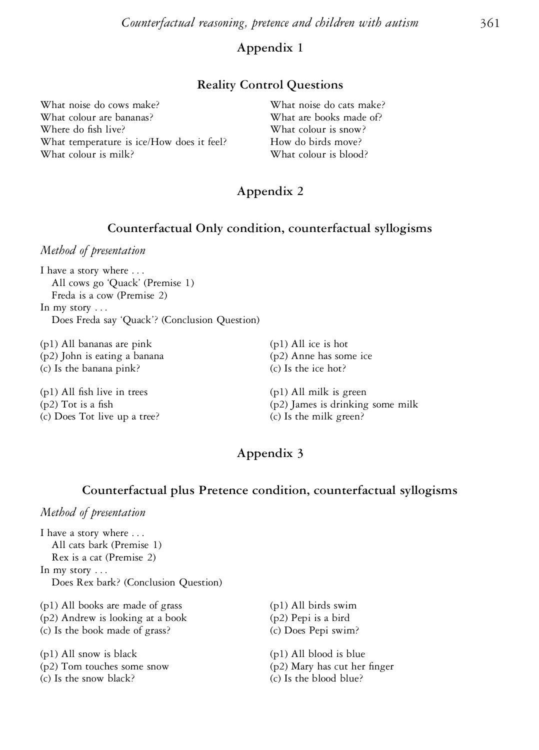## Appendix 1

### Reality Control Questions

What noise do cows make?
What colour are bananas?
Where do fish live?
What temperature is ice/How does it feel?
What colour is milk?

What noise do cats make?
What are books made of?
What colour is snow?
How do birds move?
What colour is blood?

## Appendix 2

### Counterfactual Only condition, counterfactual syllogisms

*Method of presentation*

I have a story where . . .
   All cows go 'Quack' (Premise 1)
   Freda is a cow (Premise 2)
In my story . . .
   Does Freda say 'Quack'? (Conclusion Question)

(p1) All bananas are pink
(p2) John is eating a banana
(c) Is the banana pink?

(p1) All ice is hot
(p2) Anne has some ice
(c) Is the ice hot?

(p1) All fish live in trees
(p2) Tot is a fish
(c) Does Tot live up a tree?

(p1) All milk is green
(p2) James is drinking some milk
(c) Is the milk green?

## Appendix 3

### Counterfactual plus Pretence condition, counterfactual syllogisms

*Method of presentation*

I have a story where . . .
   All cats bark (Premise 1)
   Rex is a cat (Premise 2)
In my story . . .
   Does Rex bark? (Conclusion Question)

(p1) All books are made of grass
(p2) Andrew is looking at a book
(c) Is the book made of grass?

(p1) All birds swim
(p2) Pepi is a bird
(c) Does Pepi swim?

(p1) All snow is black
(p2) Tom touches some snow
(c) Is the snow black?

(p1) All blood is blue
(p2) Mary has cut her finger
(c) Is the blood blue?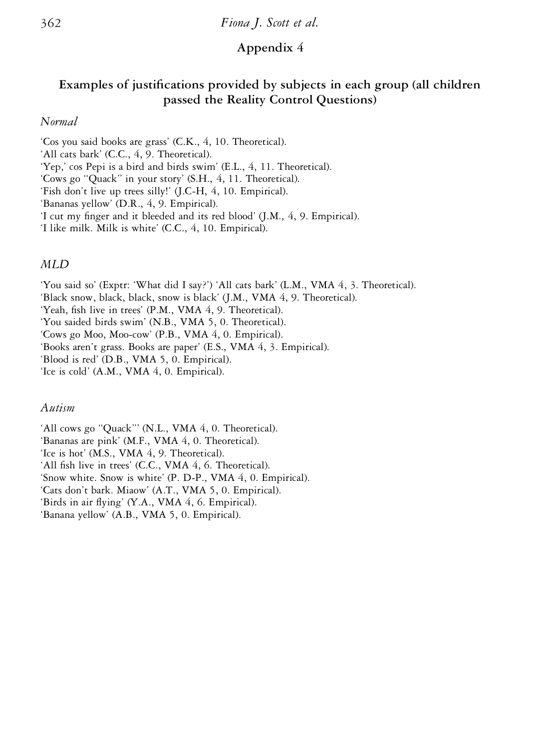## Appendix 4

### Examples of justifications provided by subjects in each group (all children passed the Reality Control Questions)

*Normal*

'Cos you said books are grass' (C.K., 4, 10. Theoretical).
'All cats bark' (C.C., 4, 9. Theoretical).
'Yep,' cos Pepi is a bird and birds swim' (E.L., 4, 11. Theoretical).
'Cows go "Quack" in your story' (S.H., 4, 11. Theoretical).
'Fish don't live up trees silly!' (J.C-H, 4, 10. Empirical).
'Bananas yellow' (D.R., 4, 9. Empirical).
'I cut my finger and it bleeded and its red blood' (J.M., 4, 9. Empirical).
'I like milk. Milk is white' (C.C., 4, 10. Empirical).

*MLD*

'You said so' (Exptr: 'What did I say?') 'All cats bark' (L.M., VMA 4, 3. Theoretical).
'Black snow, black, black, snow is black' (J.M., VMA 4, 9. Theoretical).
'Yeah, fish live in trees' (P.M., VMA 4, 9. Theoretical).
'You saided birds swim' (N.B., VMA 5, 0. Theoretical).
'Cows go Moo, Moo-cow' (P.B., VMA 4, 0. Empirical).
'Books aren't grass. Books are paper' (E.S., VMA 4, 3. Empirical).
'Blood is red' (D.B., VMA 5, 0. Empirical).
'Ice is cold' (A.M., VMA 4, 0. Empirical).

*Autism*

'All cows go "Quack"' (N.L., VMA 4, 0. Theoretical).
'Bananas are pink' (M.F., VMA 4, 0. Theoretical).
'Ice is hot' (M.S., VMA 4, 9. Theoretical).
'All fish live in trees' (C.C., VMA 4, 6. Theoretical).
'Snow white. Snow is white' (P. D-P., VMA 4, 0. Empirical).
'Cats don't bark. Miaow' (A.T., VMA 5, 0. Empirical).
'Birds in air flying' (Y.A., VMA 4, 6. Empirical).
'Banana yellow' (A.B., VMA 5, 0. Empirical).